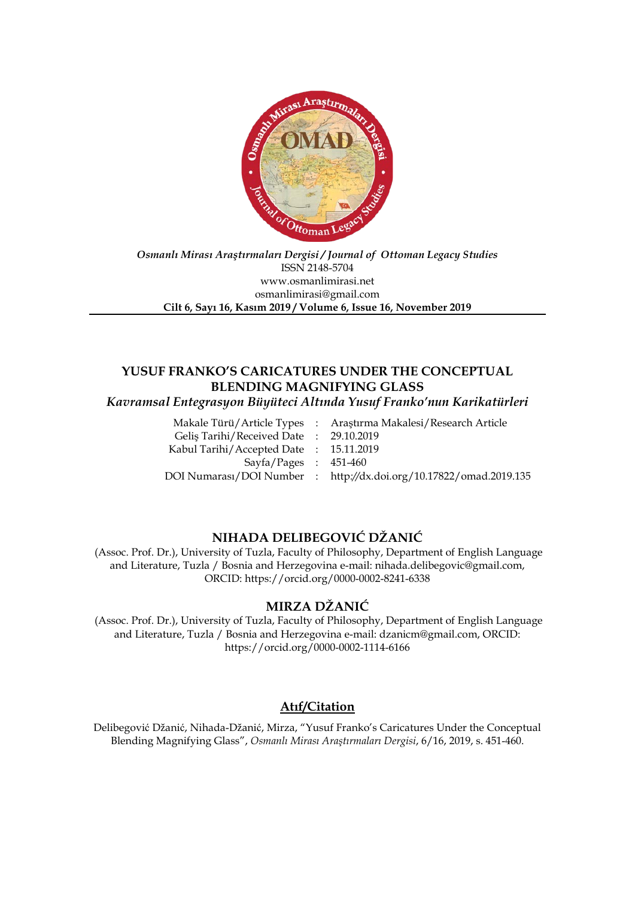*Osmanlı Mirası Araştırmaları Dergisi / Journal of Ottoman Legacy Studies*
ISSN 2148-5704
www.osmanlimirasi.net
osmanlimirasi@gmail.com
**Cilt 6, Sayı 16, Kasım 2019 / Volume 6, Issue 16, November 2019**

# YUSUF FRANKO'S CARICATURES UNDER THE CONCEPTUAL BLENDING MAGNIFYING GLASS

***Kavramsal Entegrasyon Büyüteci Altında Yusuf Franko'nun Karikatürleri***

| | | |
|---|---|---|
| Makale Türü/Article Types | : | Araştırma Makalesi/Research Article |
| Geliş Tarihi/Received Date | : | 29.10.2019 |
| Kabul Tarihi/Accepted Date | : | 15.11.2019 |
| Sayfa/Pages | : | 451-460 |
| DOI Numarası/DOI Number | : | http://dx.doi.org/10.17822/omad.2019.135 |

## NIHADA DELIBEGOVIĆ DŽANIĆ

(Assoc. Prof. Dr.), University of Tuzla, Faculty of Philosophy, Department of English Language and Literature, Tuzla / Bosnia and Herzegovina e-mail: nihada.delibegovic@gmail.com, ORCID: https://orcid.org/0000-0002-8241-6338

## MIRZA DŽANIĆ

(Assoc. Prof. Dr.), University of Tuzla, Faculty of Philosophy, Department of English Language and Literature, Tuzla / Bosnia and Herzegovina e-mail: dzanicm@gmail.com, ORCID: https://orcid.org/0000-0002-1114-6166

## Atıf/Citation

Delibegović Džanić, Nihada-Džanić, Mirza, "Yusuf Franko's Caricatures Under the Conceptual Blending Magnifying Glass", *Osmanlı Mirası Araştırmaları Dergisi*, 6/16, 2019, s. 451-460.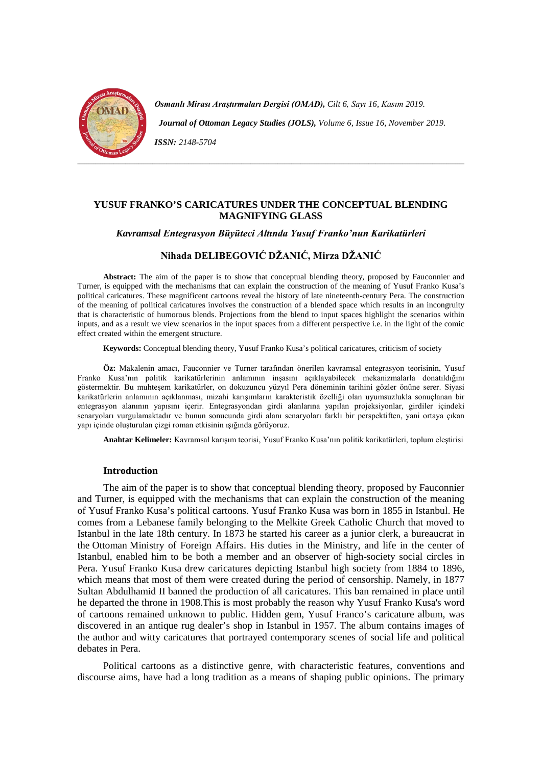# YUSUF FRANKO'S CARICATURES UNDER THE CONCEPTUAL BLENDING MAGNIFYING GLASS

*Kavramsal Entegrasyon Büyüteci Altında Yusuf Franko'nun Karikatürleri*

**Nihada DELIBEGOVIĆ DŽANIĆ, Mirza DŽANIĆ**

**Abstract:** The aim of the paper is to show that conceptual blending theory, proposed by Fauconnier and Turner, is equipped with the mechanisms that can explain the construction of the meaning of Yusuf Franko Kusa's political caricatures. These magnificent cartoons reveal the history of late nineteenth-century Pera. The construction of the meaning of political caricatures involves the construction of a blended space which results in an incongruity that is characteristic of humorous blends. Projections from the blend to input spaces highlight the scenarios within inputs, and as a result we view scenarios in the input spaces from a different perspective i.e. in the light of the comic effect created within the emergent structure.

**Keywords:** Conceptual blending theory, Yusuf Franko Kusa's political caricatures, criticism of society

**Öz:** Makalenin amacı, Fauconnier ve Turner tarafından önerilen kavramsal entegrasyon teorisinin, Yusuf Franko Kusa'nın politik karikatürlerinin anlamının inşasını açıklayabilecek mekanizmalarla donatıldığını göstermektir. Bu muhteşem karikatürler, on dokuzuncu yüzyıl Pera döneminin tarihini gözler önüne serer. Siyasi karikatürlerin anlamının açıklanması, mizahi karışımların karakteristik özelliği olan uyumsuzlukla sonuçlanan bir entegrasyon alanının yapısını içerir. Entegrasyondan girdi alanlarına yapılan projeksiyonlar, girdiler içindeki senaryoları vurgulamaktadır ve bunun sonucunda girdi alanı senaryoları farklı bir perspektiften, yani ortaya çıkan yapı içinde oluşturulan çizgi roman etkisinin ışığında görüyoruz.

**Anahtar Kelimeler:** Kavramsal karışım teorisi, Yusuf Franko Kusa'nın politik karikatürleri, toplum eleştirisi

## Introduction

The aim of the paper is to show that conceptual blending theory, proposed by Fauconnier and Turner, is equipped with the mechanisms that can explain the construction of the meaning of Yusuf Franko Kusa's political cartoons. Yusuf Franko Kusa was born in 1855 in Istanbul. He comes from a Lebanese family belonging to the Melkite Greek Catholic Church that moved to Istanbul in the late 18th century. In 1873 he started his career as a junior clerk, a bureaucrat in the Ottoman Ministry of Foreign Affairs. His duties in the Ministry, and life in the center of Istanbul, enabled him to be both a member and an observer of high-society social circles in Pera. Yusuf Franko Kusa drew caricatures depicting Istanbul high society from 1884 to 1896, which means that most of them were created during the period of censorship. Namely, in 1877 Sultan Abdulhamid II banned the production of all caricatures. This ban remained in place until he departed the throne in 1908.This is most probably the reason why Yusuf Franko Kusa's word of cartoons remained unknown to public. Hidden gem, Yusuf Franco's caricature album, was discovered in an antique rug dealer's shop in Istanbul in 1957. The album contains images of the author and witty caricatures that portrayed contemporary scenes of social life and political debates in Pera.

Political cartoons as a distinctive genre, with characteristic features, conventions and discourse aims, have had a long tradition as a means of shaping public opinions. The primary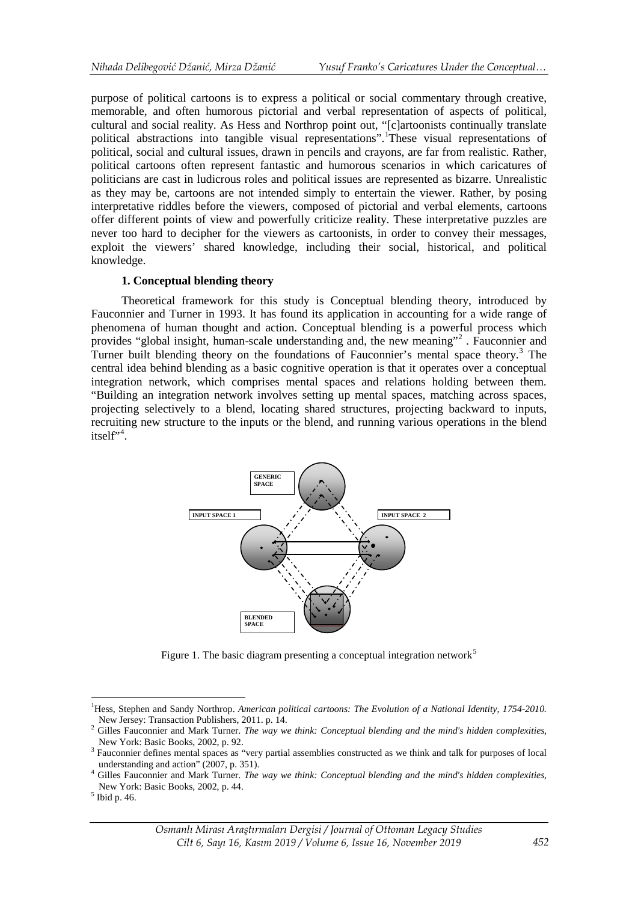purpose of political cartoons is to express a political or social commentary through creative, memorable, and often humorous pictorial and verbal representation of aspects of political, cultural and social reality. As Hess and Northrop point out, "[c]artoonists continually translate political abstractions into tangible visual representations".[1] These visual representations of political, social and cultural issues, drawn in pencils and crayons, are far from realistic. Rather, political cartoons often represent fantastic and humorous scenarios in which caricatures of politicians are cast in ludicrous roles and political issues are represented as bizarre. Unrealistic as they may be, cartoons are not intended simply to entertain the viewer. Rather, by posing interpretative riddles before the viewers, composed of pictorial and verbal elements, cartoons offer different points of view and powerfully criticize reality. These interpretative puzzles are never too hard to decipher for the viewers as cartoonists, in order to convey their messages, exploit the viewers' shared knowledge, including their social, historical, and political knowledge.

## 1. Conceptual blending theory

Theoretical framework for this study is Conceptual blending theory, introduced by Fauconnier and Turner in 1993. It has found its application in accounting for a wide range of phenomena of human thought and action. Conceptual blending is a powerful process which provides "global insight, human-scale understanding and, the new meaning"[2] . Fauconnier and Turner built blending theory on the foundations of Fauconnier's mental space theory.[3] The central idea behind blending as a basic cognitive operation is that it operates over a conceptual integration network, which comprises mental spaces and relations holding between them. "Building an integration network involves setting up mental spaces, matching across spaces, projecting selectively to a blend, locating shared structures, projecting backward to inputs, recruiting new structure to the inputs or the blend, and running various operations in the blend itself"[4].

GENERIC SPACE

INPUT SPACE 1

INPUT SPACE 2

BLENDED SPACE

Figure 1. The basic diagram presenting a conceptual integration network[5]

---

[1] Hess, Stephen and Sandy Northrop. *American political cartoons: The Evolution of a National Identity, 1754-2010.* New Jersey: Transaction Publishers, 2011. p. 14.

[2] Gilles Fauconnier and Mark Turner. *The way we think: Conceptual blending and the mind's hidden complexities*, New York: Basic Books, 2002, p. 92.

[3] Fauconnier defines mental spaces as "very partial assemblies constructed as we think and talk for purposes of local understanding and action" (2007, p. 351).

[4] Gilles Fauconnier and Mark Turner. *The way we think: Conceptual blending and the mind's hidden complexities*, New York: Basic Books, 2002, p. 44.

[5] Ibid p. 46.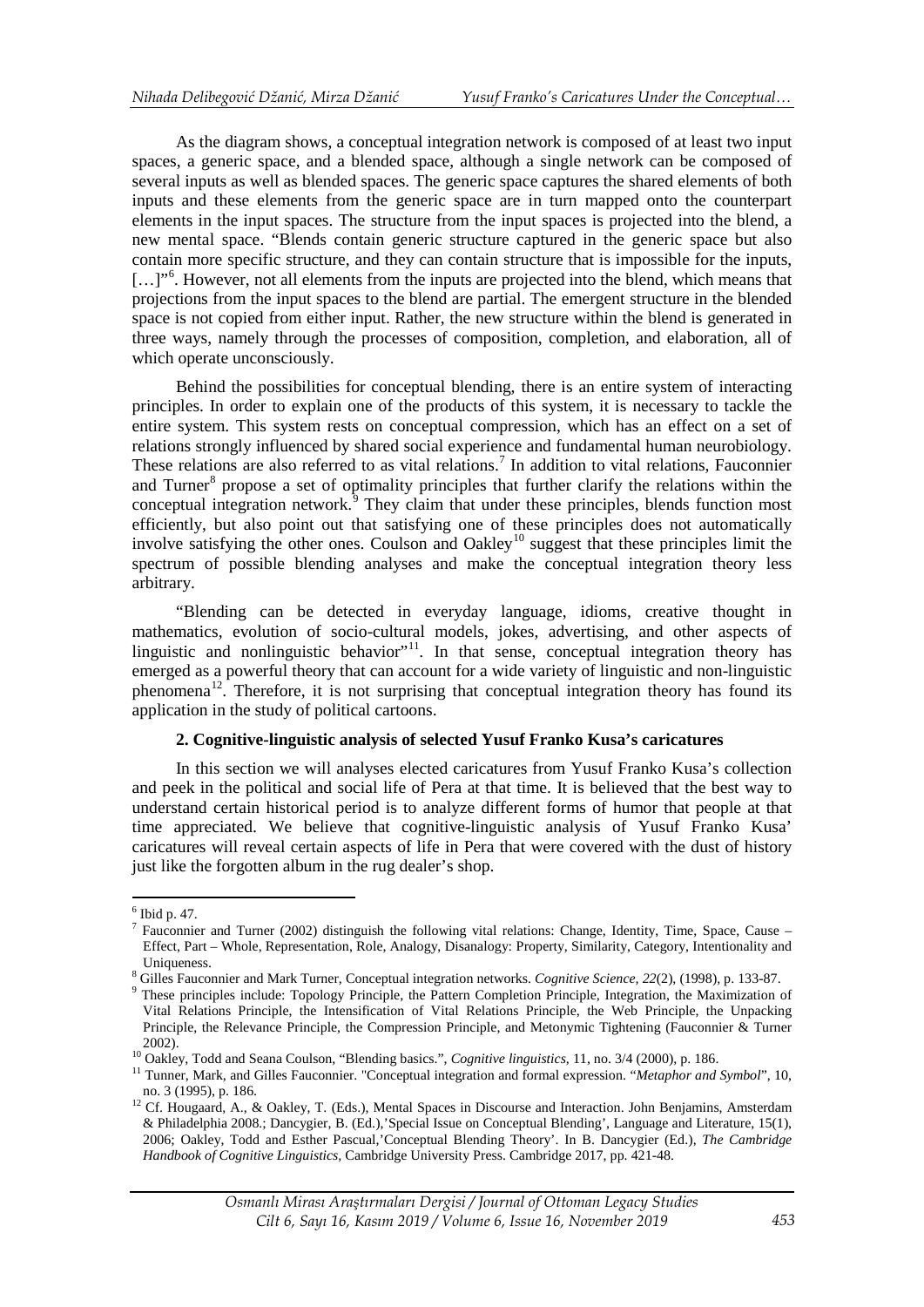As the diagram shows, a conceptual integration network is composed of at least two input spaces, a generic space, and a blended space, although a single network can be composed of several inputs as well as blended spaces. The generic space captures the shared elements of both inputs and these elements from the generic space are in turn mapped onto the counterpart elements in the input spaces. The structure from the input spaces is projected into the blend, a new mental space. "Blends contain generic structure captured in the generic space but also contain more specific structure, and they can contain structure that is impossible for the inputs, […]"[6]. However, not all elements from the inputs are projected into the blend, which means that projections from the input spaces to the blend are partial. The emergent structure in the blended space is not copied from either input. Rather, the new structure within the blend is generated in three ways, namely through the processes of composition, completion, and elaboration, all of which operate unconsciously.

Behind the possibilities for conceptual blending, there is an entire system of interacting principles. In order to explain one of the products of this system, it is necessary to tackle the entire system. This system rests on conceptual compression, which has an effect on a set of relations strongly influenced by shared social experience and fundamental human neurobiology. These relations are also referred to as vital relations.[7] In addition to vital relations, Fauconnier and Turner[8] propose a set of optimality principles that further clarify the relations within the conceptual integration network.[9] They claim that under these principles, blends function most efficiently, but also point out that satisfying one of these principles does not automatically involve satisfying the other ones. Coulson and Oakley[10] suggest that these principles limit the spectrum of possible blending analyses and make the conceptual integration theory less arbitrary.

"Blending can be detected in everyday language, idioms, creative thought in mathematics, evolution of socio-cultural models, jokes, advertising, and other aspects of linguistic and nonlinguistic behavior"[11]. In that sense, conceptual integration theory has emerged as a powerful theory that can account for a wide variety of linguistic and non-linguistic phenomena[12]. Therefore, it is not surprising that conceptual integration theory has found its application in the study of political cartoons.

## 2. Cognitive-linguistic analysis of selected Yusuf Franko Kusa's caricatures

In this section we will analyses elected caricatures from Yusuf Franko Kusa's collection and peek in the political and social life of Pera at that time. It is believed that the best way to understand certain historical period is to analyze different forms of humor that people at that time appreciated. We believe that cognitive-linguistic analysis of Yusuf Franko Kusa' caricatures will reveal certain aspects of life in Pera that were covered with the dust of history just like the forgotten album in the rug dealer's shop.

---

[6] Ibid p. 47.

[7] Fauconnier and Turner (2002) distinguish the following vital relations: Change, Identity, Time, Space, Cause – Effect, Part – Whole, Representation, Role, Analogy, Disanalogy: Property, Similarity, Category, Intentionality and Uniqueness.

[8] Gilles Fauconnier and Mark Turner, Conceptual integration networks. *Cognitive Science, 22*(2), (1998), p. 133-87.

[9] These principles include: Topology Principle, the Pattern Completion Principle, Integration, the Maximization of Vital Relations Principle, the Intensification of Vital Relations Principle, the Web Principle, the Unpacking Principle, the Relevance Principle, the Compression Principle, and Metonymic Tightening (Fauconnier & Turner 2002).

[10] Oakley, Todd and Seana Coulson, "Blending basics.", *Cognitive linguistics*, 11, no. 3/4 (2000), p. 186.

[11] Tunner, Mark, and Gilles Fauconnier. "Conceptual integration and formal expression. "*Metaphor and Symbol*", 10, no. 3 (1995), p. 186.

[12] Cf. Hougaard, A., & Oakley, T. (Eds.), Mental Spaces in Discourse and Interaction. John Benjamins, Amsterdam & Philadelphia 2008.; Dancygier, B. (Ed.),'Special Issue on Conceptual Blending', Language and Literature, 15(1), 2006; Oakley, Todd and Esther Pascual,'Conceptual Blending Theory'. In B. Dancygier (Ed.), *The Cambridge Handbook of Cognitive Linguistics,* Cambridge University Press. Cambridge 2017, pp. 421-48.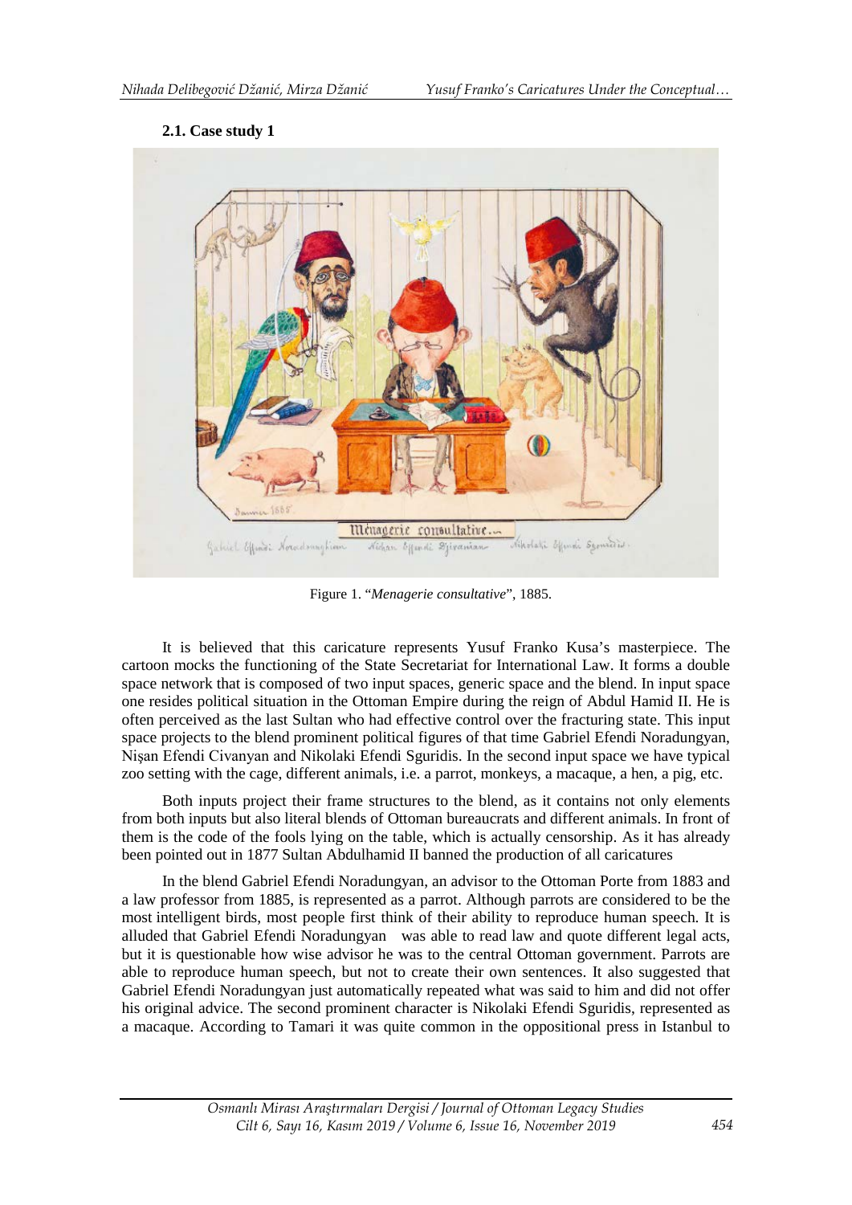### 2.1. Case study 1

Figure 1. "*Menagerie consultative*", 1885.

It is believed that this caricature represents Yusuf Franko Kusa's masterpiece. The cartoon mocks the functioning of the State Secretariat for International Law. It forms a double space network that is composed of two input spaces, generic space and the blend. In input space one resides political situation in the Ottoman Empire during the reign of Abdul Hamid II. He is often perceived as the last Sultan who had effective control over the fracturing state. This input space projects to the blend prominent political figures of that time Gabriel Efendi Noradungyan, Nişan Efendi Civanyan and Nikolaki Efendi Sguridis. In the second input space we have typical zoo setting with the cage, different animals, i.e. a parrot, monkeys, a macaque, a hen, a pig, etc.

Both inputs project their frame structures to the blend, as it contains not only elements from both inputs but also literal blends of Ottoman bureaucrats and different animals. In front of them is the code of the fools lying on the table, which is actually censorship. As it has already been pointed out in 1877 Sultan Abdulhamid II banned the production of all caricatures

In the blend Gabriel Efendi Noradungyan, an advisor to the Ottoman Porte from 1883 and a law professor from 1885, is represented as a parrot. Although parrots are considered to be the most intelligent birds, most people first think of their ability to reproduce human speech. It is alluded that Gabriel Efendi Noradungyan was able to read law and quote different legal acts, but it is questionable how wise advisor he was to the central Ottoman government. Parrots are able to reproduce human speech, but not to create their own sentences. It also suggested that Gabriel Efendi Noradungyan just automatically repeated what was said to him and did not offer his original advice. The second prominent character is Nikolaki Efendi Sguridis, represented as a macaque. According to Tamari it was quite common in the oppositional press in Istanbul to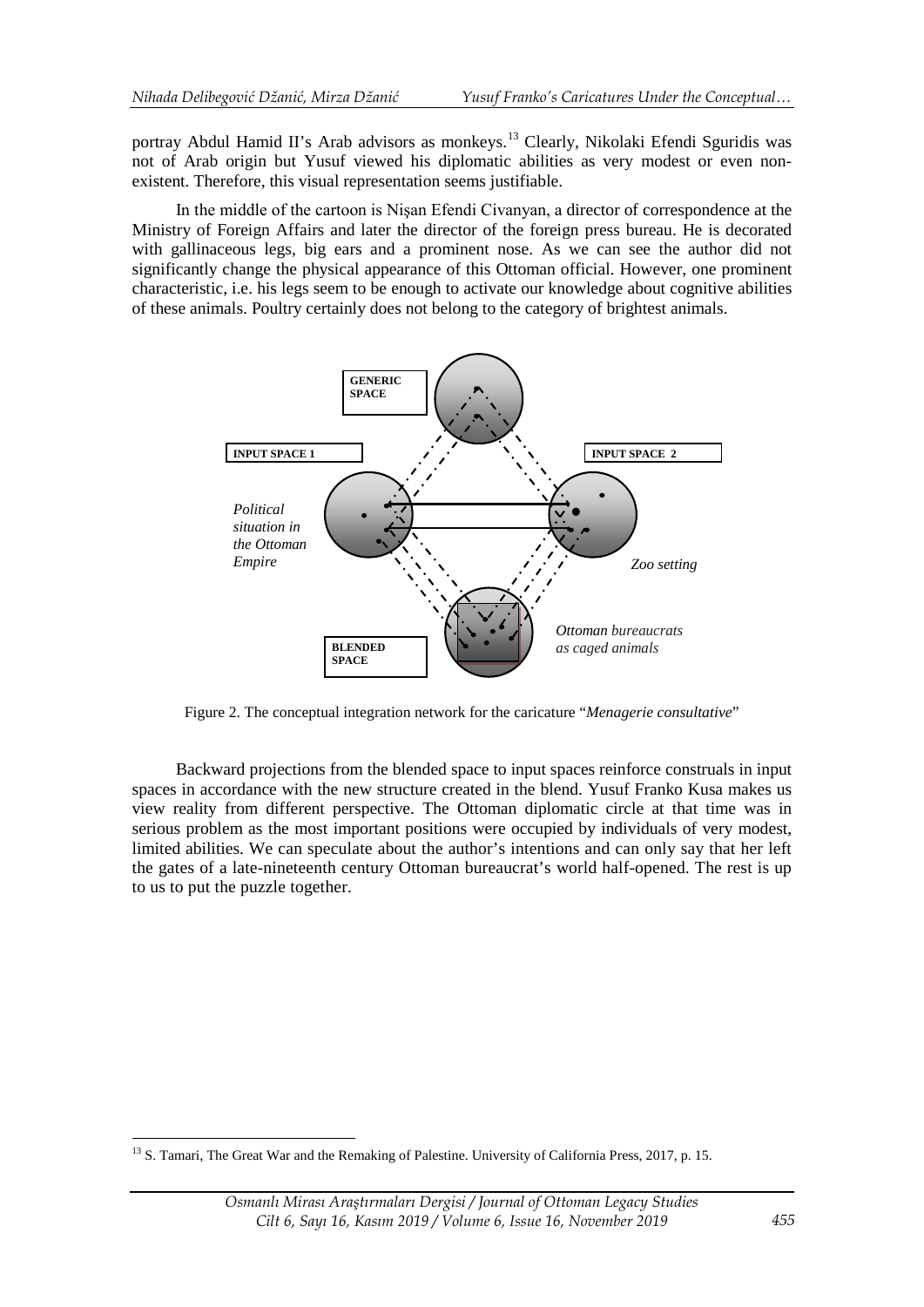portray Abdul Hamid II's Arab advisors as monkeys.[13] Clearly, Nikolaki Efendi Sguridis was not of Arab origin but Yusuf viewed his diplomatic abilities as very modest or even non-existent. Therefore, this visual representation seems justifiable.

In the middle of the cartoon is Nişan Efendi Civanyan, a director of correspondence at the Ministry of Foreign Affairs and later the director of the foreign press bureau. He is decorated with gallinaceous legs, big ears and a prominent nose. As we can see the author did not significantly change the physical appearance of this Ottoman official. However, one prominent characteristic, i.e. his legs seem to be enough to activate our knowledge about cognitive abilities of these animals. Poultry certainly does not belong to the category of brightest animals.

GENERIC SPACE

INPUT SPACE 1

INPUT SPACE 2

*Political situation in the Ottoman Empire*

*Zoo setting*

*Ottoman bureaucrats as caged animals*

BLENDED SPACE

Figure 2. The conceptual integration network for the caricature "*Menagerie consultative*"

Backward projections from the blended space to input spaces reinforce construals in input spaces in accordance with the new structure created in the blend. Yusuf Franko Kusa makes us view reality from different perspective. The Ottoman diplomatic circle at that time was in serious problem as the most important positions were occupied by individuals of very modest, limited abilities. We can speculate about the author's intentions and can only say that her left the gates of a late-nineteenth century Ottoman bureaucrat's world half-opened. The rest is up to us to put the puzzle together.

---

[13] S. Tamari, The Great War and the Remaking of Palestine. University of California Press, 2017, p. 15.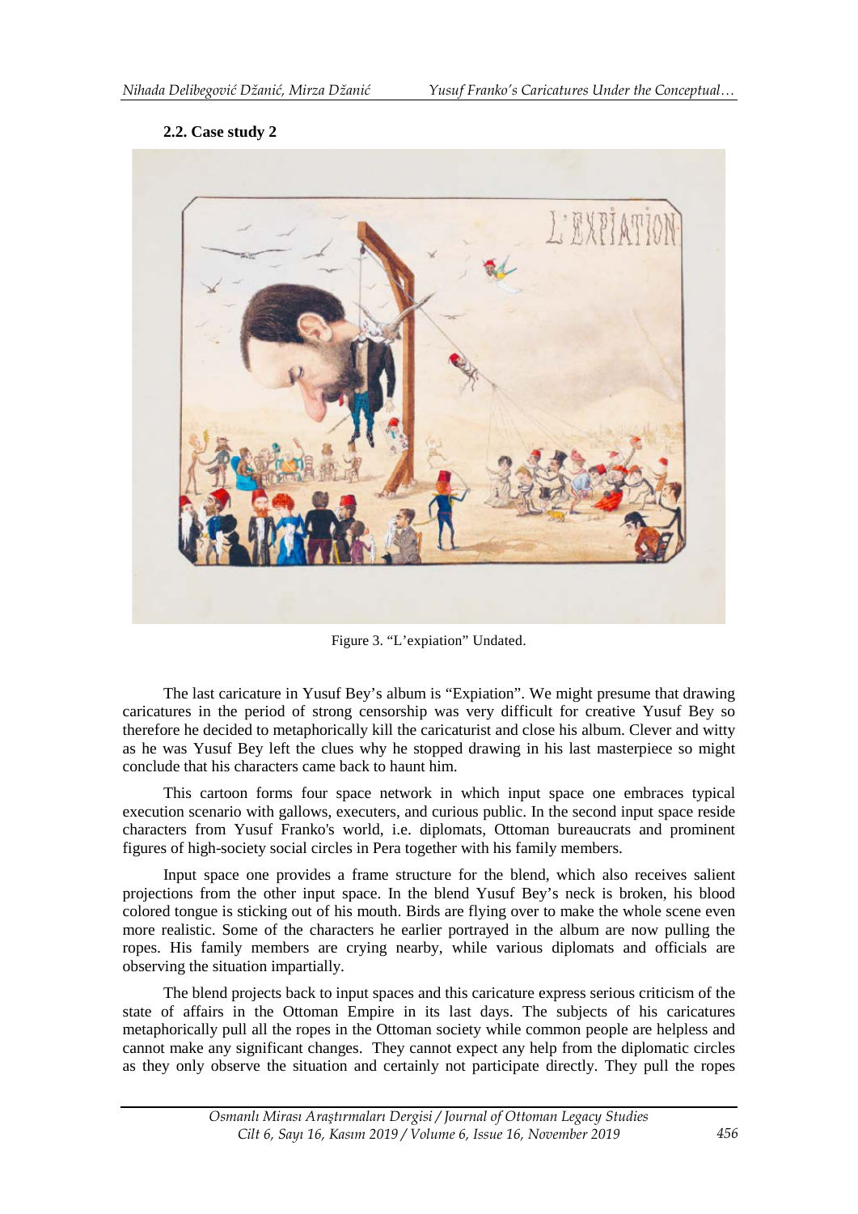### 2.2. Case study 2

Figure 3. "L'expiation" Undated.

The last caricature in Yusuf Bey's album is "Expiation". We might presume that drawing caricatures in the period of strong censorship was very difficult for creative Yusuf Bey so therefore he decided to metaphorically kill the caricaturist and close his album. Clever and witty as he was Yusuf Bey left the clues why he stopped drawing in his last masterpiece so might conclude that his characters came back to haunt him.

This cartoon forms four space network in which input space one embraces typical execution scenario with gallows, executers, and curious public. In the second input space reside characters from Yusuf Franko's world, i.e. diplomats, Ottoman bureaucrats and prominent figures of high-society social circles in Pera together with his family members.

Input space one provides a frame structure for the blend, which also receives salient projections from the other input space. In the blend Yusuf Bey's neck is broken, his blood colored tongue is sticking out of his mouth. Birds are flying over to make the whole scene even more realistic. Some of the characters he earlier portrayed in the album are now pulling the ropes. His family members are crying nearby, while various diplomats and officials are observing the situation impartially.

The blend projects back to input spaces and this caricature express serious criticism of the state of affairs in the Ottoman Empire in its last days. The subjects of his caricatures metaphorically pull all the ropes in the Ottoman society while common people are helpless and cannot make any significant changes. They cannot expect any help from the diplomatic circles as they only observe the situation and certainly not participate directly. They pull the ropes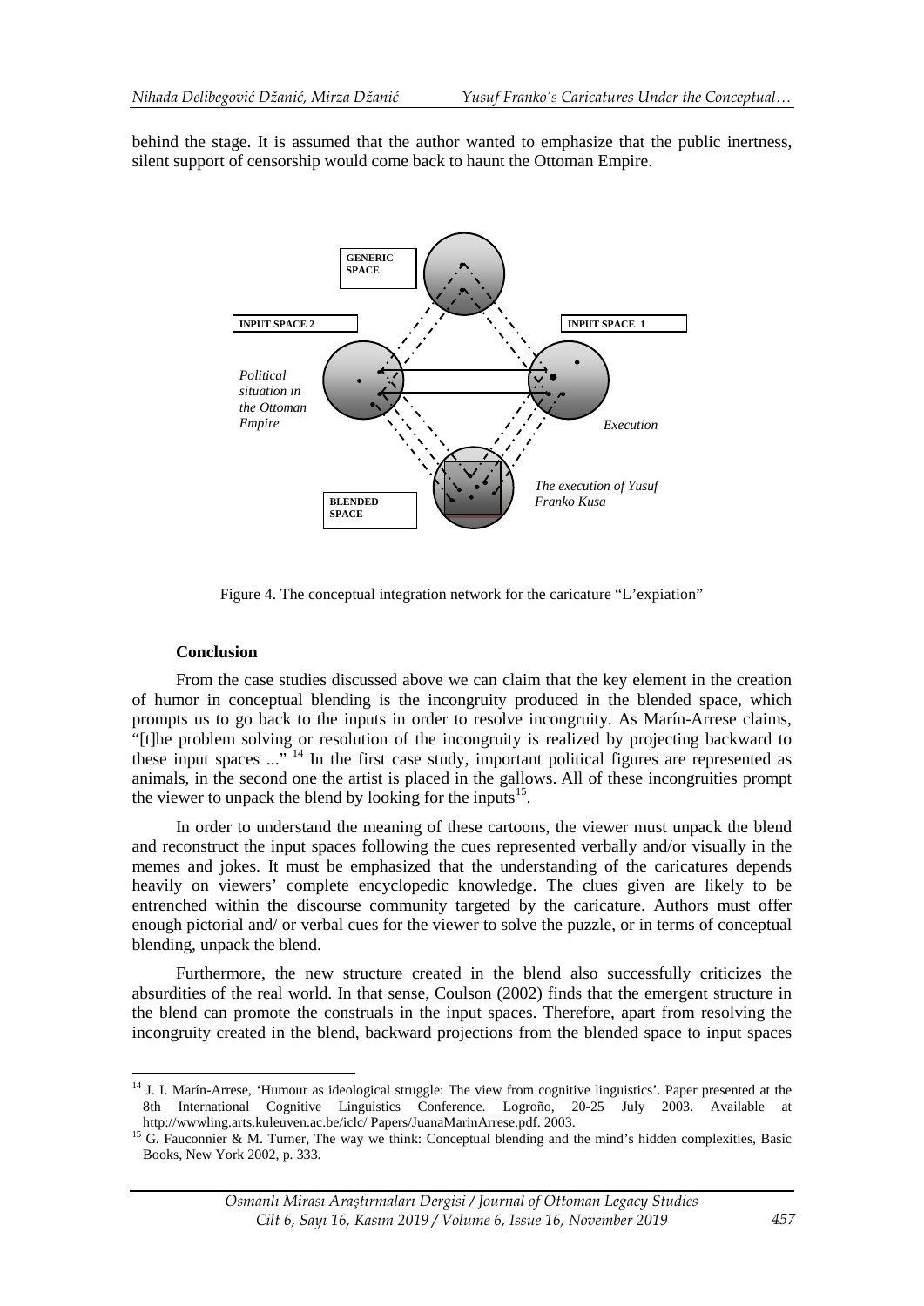behind the stage. It is assumed that the author wanted to emphasize that the public inertness, silent support of censorship would come back to haunt the Ottoman Empire.

GENERIC SPACE

INPUT SPACE 2

INPUT SPACE 1

*Political situation in the Ottoman Empire*

*Execution*

*The execution of Yusuf Franko Kusa*

BLENDED SPACE

Figure 4. The conceptual integration network for the caricature "L'expiation"

**Conclusion**

From the case studies discussed above we can claim that the key element in the creation of humor in conceptual blending is the incongruity produced in the blended space, which prompts us to go back to the inputs in order to resolve incongruity. As Marín-Arrese claims, "[t]he problem solving or resolution of the incongruity is realized by projecting backward to these input spaces ..." [14] In the first case study, important political figures are represented as animals, in the second one the artist is placed in the gallows. All of these incongruities prompt the viewer to unpack the blend by looking for the inputs[15].

In order to understand the meaning of these cartoons, the viewer must unpack the blend and reconstruct the input spaces following the cues represented verbally and/or visually in the memes and jokes. It must be emphasized that the understanding of the caricatures depends heavily on viewers' complete encyclopedic knowledge. The clues given are likely to be entrenched within the discourse community targeted by the caricature. Authors must offer enough pictorial and/ or verbal cues for the viewer to solve the puzzle, or in terms of conceptual blending, unpack the blend.

Furthermore, the new structure created in the blend also successfully criticizes the absurdities of the real world. In that sense, Coulson (2002) finds that the emergent structure in the blend can promote the construals in the input spaces. Therefore, apart from resolving the incongruity created in the blend, backward projections from the blended space to input spaces

---

[14] J. I. Marín-Arrese, 'Humour as ideological struggle: The view from cognitive linguistics'. Paper presented at the 8th International Cognitive Linguistics Conference. Logroño, 20-25 July 2003. Available at http://wwwling.arts.kuleuven.ac.be/iclc/ Papers/JuanaMarinArrese.pdf. 2003.

[15] G. Fauconnier & M. Turner, The way we think: Conceptual blending and the mind's hidden complexities, Basic Books, New York 2002, p. 333.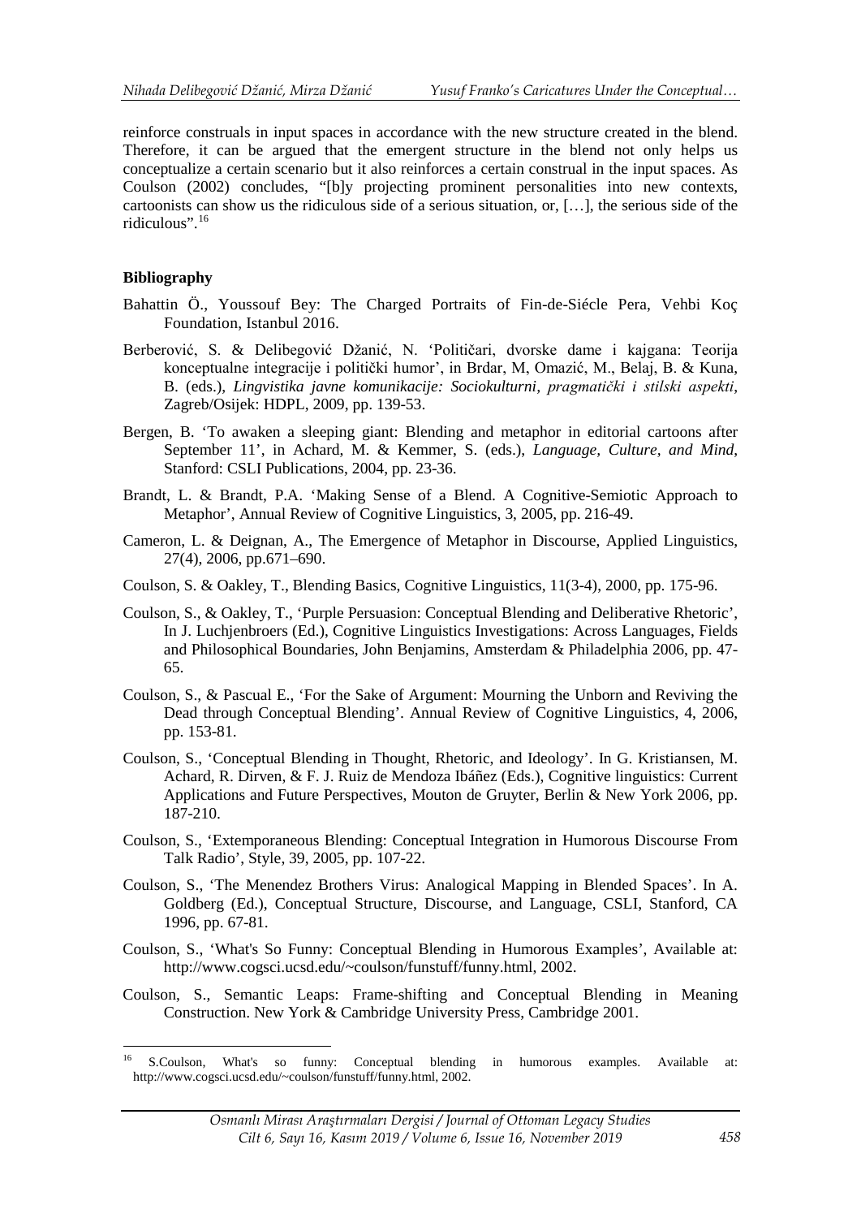reinforce construals in input spaces in accordance with the new structure created in the blend. Therefore, it can be argued that the emergent structure in the blend not only helps us conceptualize a certain scenario but it also reinforces a certain construal in the input spaces. As Coulson (2002) concludes, "[b]y projecting prominent personalities into new contexts, cartoonists can show us the ridiculous side of a serious situation, or, […], the serious side of the ridiculous".[16]

**Bibliography**

Bahattin Ö., Youssouf Bey: The Charged Portraits of Fin-de-Siécle Pera, Vehbi Koç Foundation, Istanbul 2016.

Berberović, S. & Delibegović Džanić, N. 'Političari, dvorske dame i kajgana: Teorija konceptualne integracije i politički humor', in Brdar, M, Omazić, M., Belaj, B. & Kuna, B. (eds.), *Lingvistika javne komunikacije: Sociokulturni, pragmatički i stilski aspekti*, Zagreb/Osijek: HDPL, 2009, pp. 139-53.

Bergen, B. 'To awaken a sleeping giant: Blending and metaphor in editorial cartoons after September 11', in Achard, M. & Kemmer, S. (eds.), *Language, Culture, and Mind*, Stanford: CSLI Publications, 2004, pp. 23-36.

Brandt, L. & Brandt, P.A. 'Making Sense of a Blend. A Cognitive-Semiotic Approach to Metaphor', Annual Review of Cognitive Linguistics, 3, 2005, pp. 216-49.

Cameron, L. & Deignan, A., The Emergence of Metaphor in Discourse, Applied Linguistics, 27(4), 2006, pp.671–690.

Coulson, S. & Oakley, T., Blending Basics, Cognitive Linguistics, 11(3-4), 2000, pp. 175-96.

Coulson, S., & Oakley, T., 'Purple Persuasion: Conceptual Blending and Deliberative Rhetoric', In J. Luchjenbroers (Ed.), Cognitive Linguistics Investigations: Across Languages, Fields and Philosophical Boundaries, John Benjamins, Amsterdam & Philadelphia 2006, pp. 47-65.

Coulson, S., & Pascual E., 'For the Sake of Argument: Mourning the Unborn and Reviving the Dead through Conceptual Blending'. Annual Review of Cognitive Linguistics, 4, 2006, pp. 153-81.

Coulson, S., 'Conceptual Blending in Thought, Rhetoric, and Ideology'. In G. Kristiansen, M. Achard, R. Dirven, & F. J. Ruiz de Mendoza Ibáñez (Eds.), Cognitive linguistics: Current Applications and Future Perspectives, Mouton de Gruyter, Berlin & New York 2006, pp. 187-210.

Coulson, S., 'Extemporaneous Blending: Conceptual Integration in Humorous Discourse From Talk Radio', Style, 39, 2005, pp. 107-22.

Coulson, S., 'The Menendez Brothers Virus: Analogical Mapping in Blended Spaces'. In A. Goldberg (Ed.), Conceptual Structure, Discourse, and Language, CSLI, Stanford, CA 1996, pp. 67-81.

Coulson, S., 'What's So Funny: Conceptual Blending in Humorous Examples', Available at: http://www.cogsci.ucsd.edu/~coulson/funstuff/funny.html, 2002.

Coulson, S., Semantic Leaps: Frame-shifting and Conceptual Blending in Meaning Construction. New York & Cambridge University Press, Cambridge 2001.

---

[16] S.Coulson, What's so funny: Conceptual blending in humorous examples. Available at: http://www.cogsci.ucsd.edu/~coulson/funstuff/funny.html, 2002.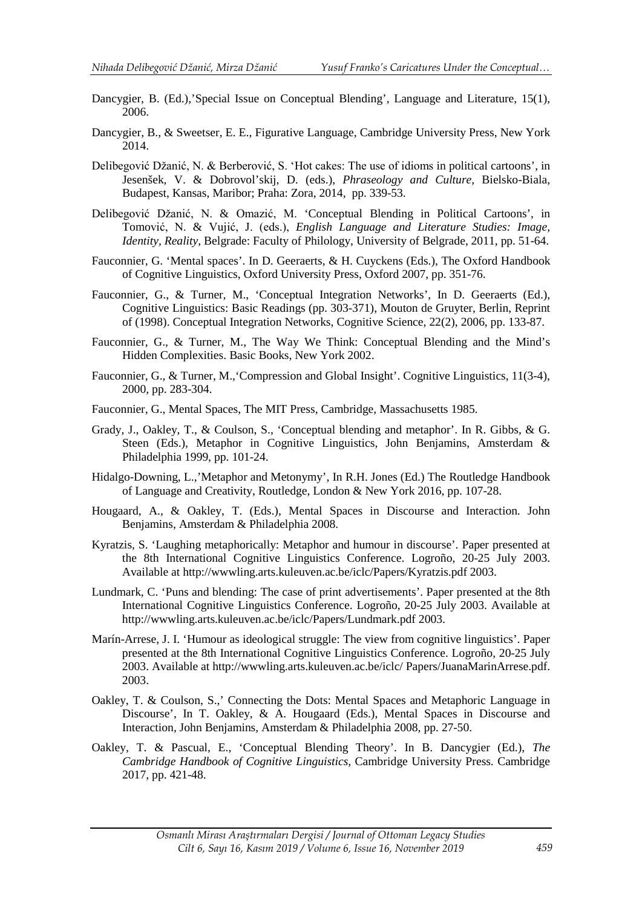Dancygier, B. (Ed.),'Special Issue on Conceptual Blending', Language and Literature, 15(1), 2006.

Dancygier, B., & Sweetser, E. E., Figurative Language, Cambridge University Press, New York 2014.

Delibegović Džanić, N. & Berberović, S. 'Hot cakes: The use of idioms in political cartoons', in Jesenšek, V. & Dobrovol'skij, D. (eds.), *Phraseology and Culture*, Bielsko-Biala, Budapest, Kansas, Maribor; Praha: Zora, 2014, pp. 339-53.

Delibegović Džanić, N. & Omazić, M. 'Conceptual Blending in Political Cartoons', in Tomović, N. & Vujić, J. (eds.), *English Language and Literature Studies: Image, Identity, Reality*, Belgrade: Faculty of Philology, University of Belgrade, 2011, pp. 51-64.

Fauconnier, G. 'Mental spaces'. In D. Geeraerts, & H. Cuyckens (Eds.), The Oxford Handbook of Cognitive Linguistics, Oxford University Press, Oxford 2007, pp. 351-76.

Fauconnier, G., & Turner, M., 'Conceptual Integration Networks', In D. Geeraerts (Ed.), Cognitive Linguistics: Basic Readings (pp. 303-371), Mouton de Gruyter, Berlin, Reprint of (1998). Conceptual Integration Networks, Cognitive Science, 22(2), 2006, pp. 133-87.

Fauconnier, G., & Turner, M., The Way We Think: Conceptual Blending and the Mind's Hidden Complexities. Basic Books, New York 2002.

Fauconnier, G., & Turner, M.,'Compression and Global Insight'. Cognitive Linguistics, 11(3-4), 2000, pp. 283-304.

Fauconnier, G., Mental Spaces, The MIT Press, Cambridge, Massachusetts 1985.

Grady, J., Oakley, T., & Coulson, S., 'Conceptual blending and metaphor'. In R. Gibbs, & G. Steen (Eds.), Metaphor in Cognitive Linguistics, John Benjamins, Amsterdam & Philadelphia 1999, pp. 101-24.

Hidalgo-Downing, L.,'Metaphor and Metonymy', In R.H. Jones (Ed.) The Routledge Handbook of Language and Creativity, Routledge, London & New York 2016, pp. 107-28.

Hougaard, A., & Oakley, T. (Eds.), Mental Spaces in Discourse and Interaction. John Benjamins, Amsterdam & Philadelphia 2008.

Kyratzis, S. 'Laughing metaphorically: Metaphor and humour in discourse'. Paper presented at the 8th International Cognitive Linguistics Conference. Logroño, 20-25 July 2003. Available at http://wwwling.arts.kuleuven.ac.be/iclc/Papers/Kyratzis.pdf 2003.

Lundmark, C. 'Puns and blending: The case of print advertisements'. Paper presented at the 8th International Cognitive Linguistics Conference. Logroño, 20-25 July 2003. Available at http://wwwling.arts.kuleuven.ac.be/iclc/Papers/Lundmark.pdf 2003.

Marín-Arrese, J. I. 'Humour as ideological struggle: The view from cognitive linguistics'. Paper presented at the 8th International Cognitive Linguistics Conference. Logroño, 20-25 July 2003. Available at http://wwwling.arts.kuleuven.ac.be/iclc/ Papers/JuanaMarinArrese.pdf. 2003.

Oakley, T. & Coulson, S.,' Connecting the Dots: Mental Spaces and Metaphoric Language in Discourse', In T. Oakley, & A. Hougaard (Eds.), Mental Spaces in Discourse and Interaction, John Benjamins, Amsterdam & Philadelphia 2008, pp. 27-50.

Oakley, T. & Pascual, E., 'Conceptual Blending Theory'. In B. Dancygier (Ed.), *The Cambridge Handbook of Cognitive Linguistics*, Cambridge University Press. Cambridge 2017, pp. 421-48.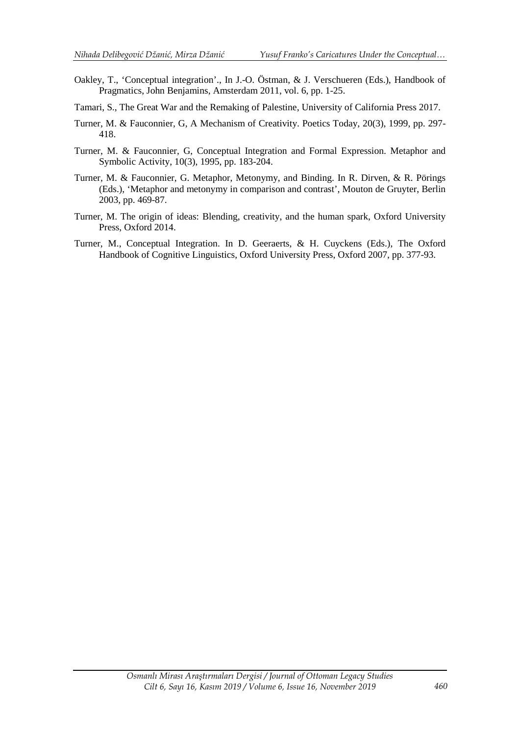Oakley, T., 'Conceptual integration'., In J.-O. Östman, & J. Verschueren (Eds.), Handbook of Pragmatics, John Benjamins, Amsterdam 2011, vol. 6, pp. 1-25.

Tamari, S., The Great War and the Remaking of Palestine, University of California Press 2017.

Turner, M. & Fauconnier, G, A Mechanism of Creativity. Poetics Today, 20(3), 1999, pp. 297-418.

Turner, M. & Fauconnier, G, Conceptual Integration and Formal Expression. Metaphor and Symbolic Activity, 10(3), 1995, pp. 183-204.

Turner, M. & Fauconnier, G. Metaphor, Metonymy, and Binding. In R. Dirven, & R. Pörings (Eds.), 'Metaphor and metonymy in comparison and contrast', Mouton de Gruyter, Berlin 2003, pp. 469-87.

Turner, M. The origin of ideas: Blending, creativity, and the human spark, Oxford University Press, Oxford 2014.

Turner, M., Conceptual Integration. In D. Geeraerts, & H. Cuyckens (Eds.), The Oxford Handbook of Cognitive Linguistics, Oxford University Press, Oxford 2007, pp. 377-93.